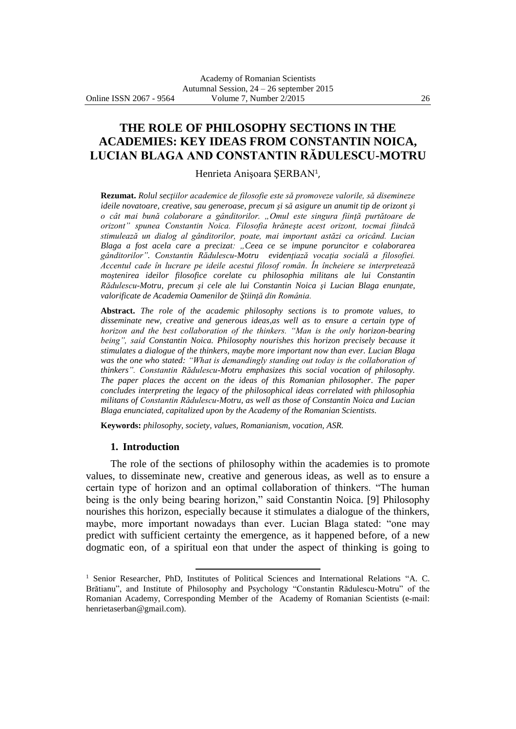# THE ROLE OF PHILOSOPHY SECTIONS IN THE ACADEMIES: KEY IDEAS FROM CONSTANTIN NOICA, LUCIAN BLAGA AND CONSTANTIN RĂDULESCU-MOTRU

Henrieta Anişoara ŞERBAN[1],

**Rezumat.** *Rolul secţiilor academice de filosofie este să promoveze valorile, să disemineze ideile novatoare, creative, sau generoase, precum şi să asigure un anumit tip de orizont şi o cât mai bună colaborare a gânditorilor. „Omul este singura fiinţă purtătoare de orizont" spunea Constantin Noica. Filosofia hrăneşte acest orizont, tocmai fiindcă stimulează un dialog al gânditorilor, poate, mai important astăzi ca oricând. Lucian Blaga a fost acela care a precizat: „Ceea ce se impune poruncitor e colaborarea gânditorilor". Constantin Rădulescu-Motru evidenţiază vocaţia socială a filosofiei. Accentul cade în lucrare pe ideile acestui filosof român. În încheiere se interpretează moştenirea ideilor filosofice corelate cu philosophia militans ale lui Constantin Rădulescu-Motru, precum şi cele ale lui Constantin Noica şi Lucian Blaga enunţate, valorificate de Academia Oamenilor de Ştiinţă din România.*

**Abstract.** *The role of the academic philosophy sections is to promote values, to disseminate new, creative and generous ideas,as well as to ensure a certain type of horizon and the best collaboration of the thinkers. "Man is the only horizon-bearing being", said Constantin Noica. Philosophy nourishes this horizon precisely because it stimulates a dialogue of the thinkers, maybe more important now than ever. Lucian Blaga was the one who stated: "What is demandingly standing out today is the collaboration of thinkers". Constantin Rădulescu-Motru emphasizes this social vocation of philosophy. The paper places the accent on the ideas of this Romanian philosopher. The paper concludes interpreting the legacy of the philosophical ideas correlated with philosophia militans of Constantin Rădulescu-Motru, as well as those of Constantin Noica and Lucian Blaga enunciated, capitalized upon by the Academy of the Romanian Scientists.*

**Keywords:** *philosophy, society, values, Romanianism, vocation, ASR.*

## 1. Introduction

The role of the sections of philosophy within the academies is to promote values, to disseminate new, creative and generous ideas, as well as to ensure a certain type of horizon and an optimal collaboration of thinkers. "The human being is the only being bearing horizon," said Constantin Noica. [9] Philosophy nourishes this horizon, especially because it stimulates a dialogue of the thinkers, maybe, more important nowadays than ever. Lucian Blaga stated: "one may predict with sufficient certainty the emergence, as it happened before, of a new dogmatic eon, of a spiritual eon that under the aspect of thinking is going to

[1] Senior Researcher, PhD, Institutes of Political Sciences and International Relations "A. C. Brătianu", and Institute of Philosophy and Psychology "Constantin Rădulescu-Motru" of the Romanian Academy, Corresponding Member of the Academy of Romanian Scientists (e-mail: henrietaserban@gmail.com).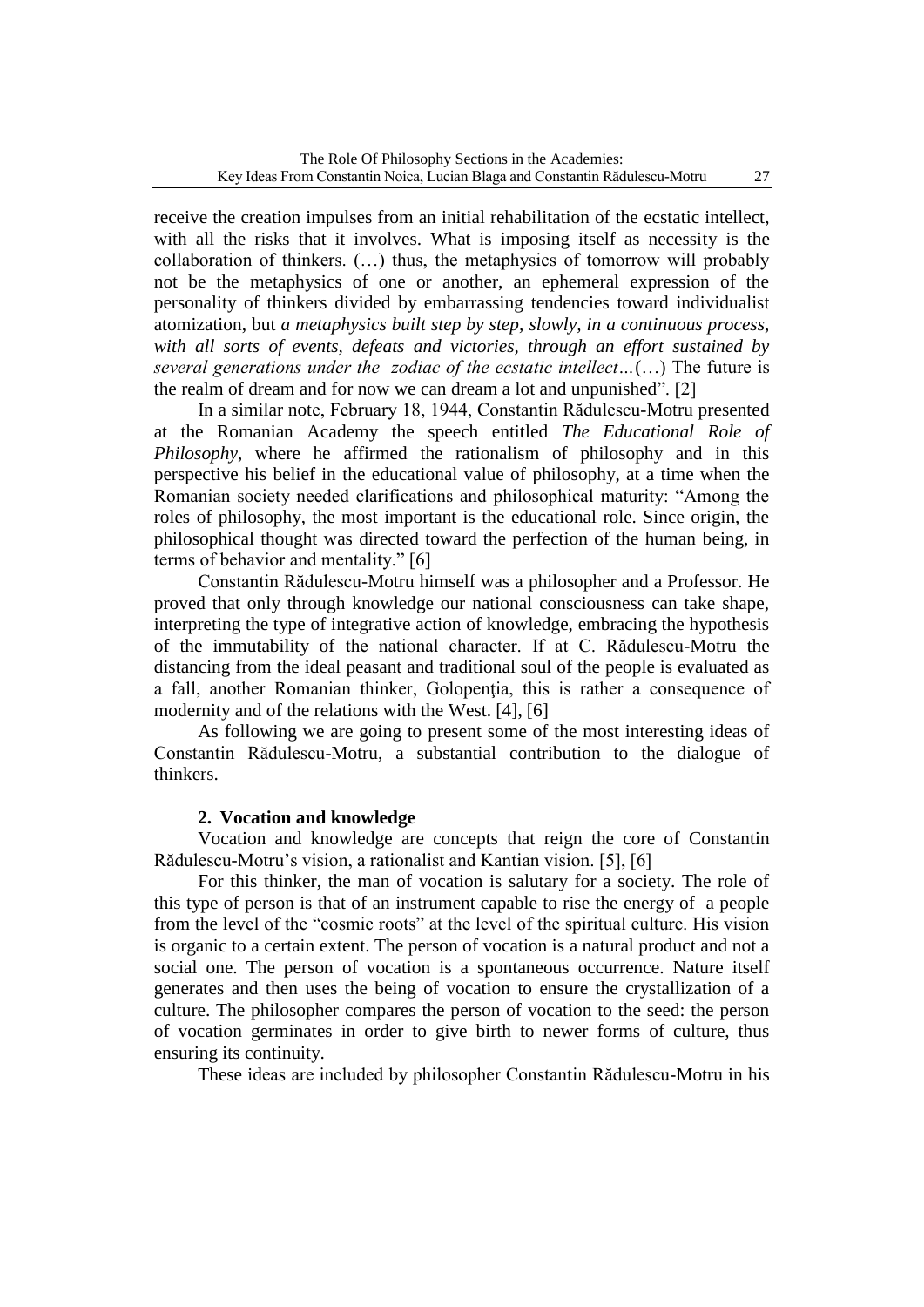receive the creation impulses from an initial rehabilitation of the ecstatic intellect, with all the risks that it involves. What is imposing itself as necessity is the collaboration of thinkers. (…) thus, the metaphysics of tomorrow will probably not be the metaphysics of one or another, an ephemeral expression of the personality of thinkers divided by embarrassing tendencies toward individualist atomization, but *a metaphysics built step by step, slowly, in a continuous process, with all sorts of events, defeats and victories, through an effort sustained by several generations under the zodiac of the ecstatic intellect…*(…) The future is the realm of dream and for now we can dream a lot and unpunished". [2]

In a similar note, February 18, 1944, Constantin Rădulescu-Motru presented at the Romanian Academy the speech entitled *The Educational Role of Philosophy*, where he affirmed the rationalism of philosophy and in this perspective his belief in the educational value of philosophy, at a time when the Romanian society needed clarifications and philosophical maturity: "Among the roles of philosophy, the most important is the educational role. Since origin, the philosophical thought was directed toward the perfection of the human being, in terms of behavior and mentality." [6]

Constantin Rădulescu-Motru himself was a philosopher and a Professor. He proved that only through knowledge our national consciousness can take shape, interpreting the type of integrative action of knowledge, embracing the hypothesis of the immutability of the national character. If at C. Rădulescu-Motru the distancing from the ideal peasant and traditional soul of the people is evaluated as a fall, another Romanian thinker, Golopenția, this is rather a consequence of modernity and of the relations with the West. [4], [6]

As following we are going to present some of the most interesting ideas of Constantin Rădulescu-Motru, a substantial contribution to the dialogue of thinkers.

## 2. Vocation and knowledge

Vocation and knowledge are concepts that reign the core of Constantin Rădulescu-Motru's vision, a rationalist and Kantian vision. [5], [6]

For this thinker, the man of vocation is salutary for a society. The role of this type of person is that of an instrument capable to rise the energy of a people from the level of the "cosmic roots" at the level of the spiritual culture. His vision is organic to a certain extent. The person of vocation is a natural product and not a social one. The person of vocation is a spontaneous occurrence. Nature itself generates and then uses the being of vocation to ensure the crystallization of a culture. The philosopher compares the person of vocation to the seed: the person of vocation germinates in order to give birth to newer forms of culture, thus ensuring its continuity.

These ideas are included by philosopher Constantin Rădulescu-Motru in his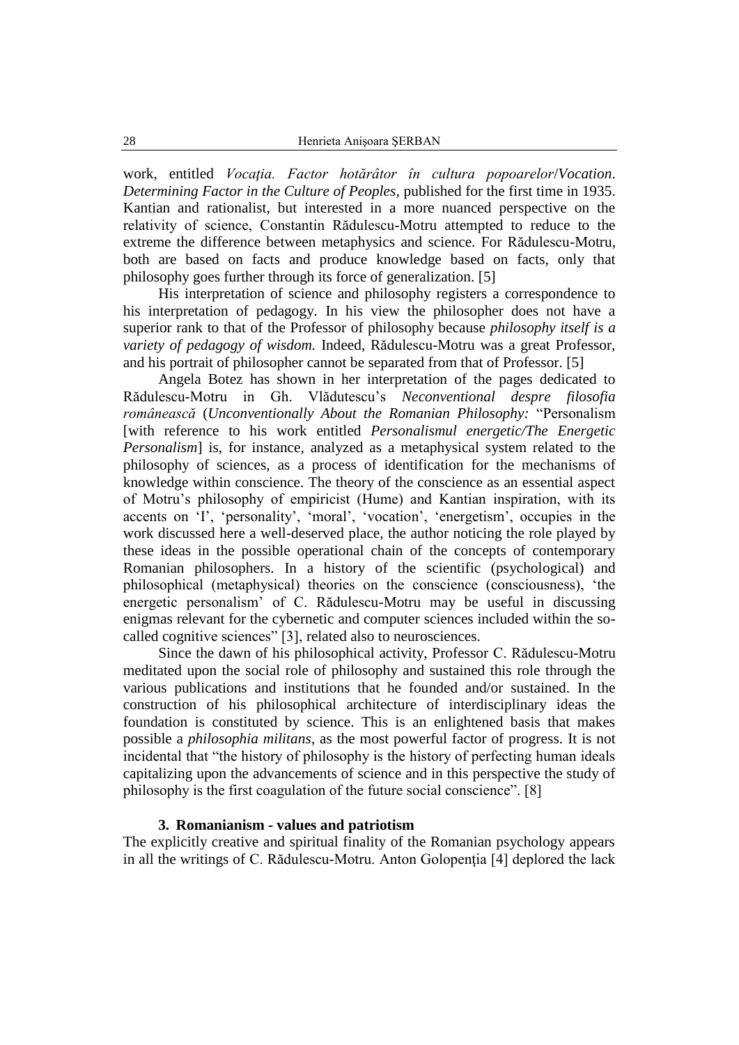work, entitled *Vocaţia. Factor hotărâtor în cultura popoarelor*/*Vocation. Determining Factor in the Culture of Peoples*, published for the first time in 1935. Kantian and rationalist, but interested in a more nuanced perspective on the relativity of science, Constantin Rădulescu-Motru attempted to reduce to the extreme the difference between metaphysics and science. For Rădulescu-Motru, both are based on facts and produce knowledge based on facts, only that philosophy goes further through its force of generalization. [5]

His interpretation of science and philosophy registers a correspondence to his interpretation of pedagogy. In his view the philosopher does not have a superior rank to that of the Professor of philosophy because *philosophy itself is a variety of pedagogy of wisdom.* Indeed, Rădulescu-Motru was a great Professor, and his portrait of philosopher cannot be separated from that of Professor. [5]

Angela Botez has shown in her interpretation of the pages dedicated to Rădulescu-Motru in Gh. Vlădutescu's *Neconventional despre filosofia românească* (*Unconventionally About the Romanian Philosophy:* "Personalism [with reference to his work entitled *Personalismul energetic/The Energetic Personalism*] is, for instance, analyzed as a metaphysical system related to the philosophy of sciences, as a process of identification for the mechanisms of knowledge within conscience. The theory of the conscience as an essential aspect of Motru's philosophy of empiricist (Hume) and Kantian inspiration, with its accents on 'I', 'personality', 'moral', 'vocation', 'energetism', occupies in the work discussed here a well-deserved place, the author noticing the role played by these ideas in the possible operational chain of the concepts of contemporary Romanian philosophers. In a history of the scientific (psychological) and philosophical (metaphysical) theories on the conscience (consciousness), 'the energetic personalism' of C. Rădulescu-Motru may be useful in discussing enigmas relevant for the cybernetic and computer sciences included within the so-called cognitive sciences" [3], related also to neurosciences.

Since the dawn of his philosophical activity, Professor C. Rădulescu-Motru meditated upon the social role of philosophy and sustained this role through the various publications and institutions that he founded and/or sustained. In the construction of his philosophical architecture of interdisciplinary ideas the foundation is constituted by science. This is an enlightened basis that makes possible a *philosophia militans*, as the most powerful factor of progress. It is not incidental that "the history of philosophy is the history of perfecting human ideals capitalizing upon the advancements of science and in this perspective the study of philosophy is the first coagulation of the future social conscience". [8]

## 3. Romanianism - values and patriotism

The explicitly creative and spiritual finality of the Romanian psychology appears in all the writings of C. Rădulescu-Motru. Anton Golopenţia [4] deplored the lack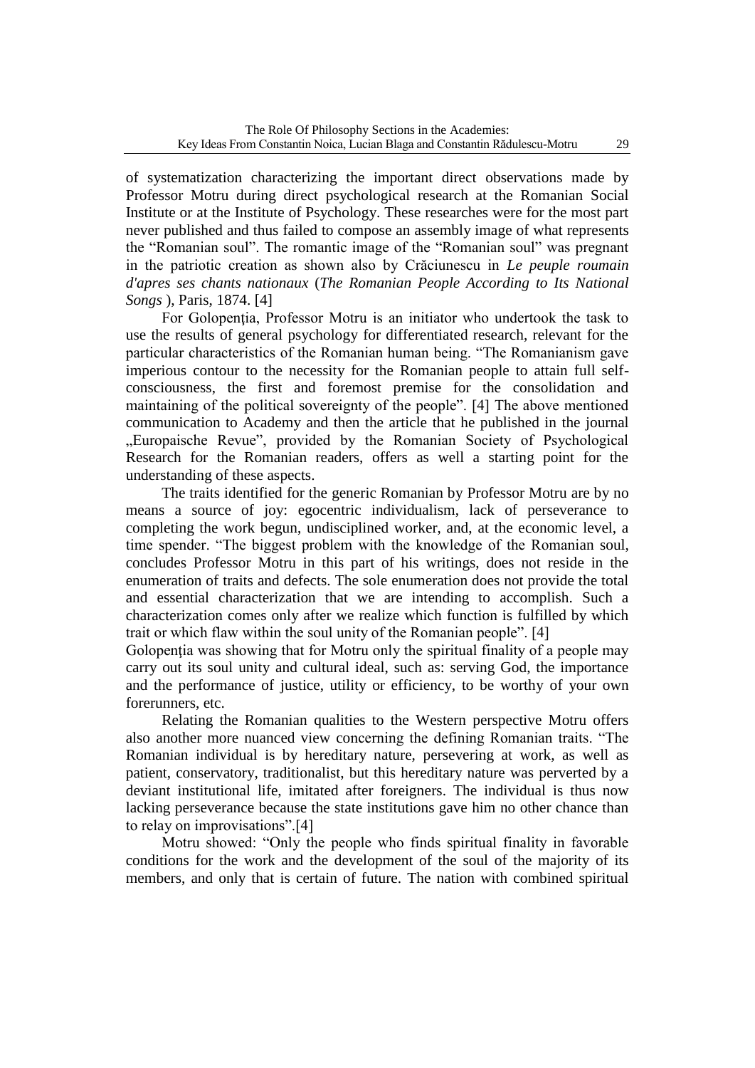of systematization characterizing the important direct observations made by Professor Motru during direct psychological research at the Romanian Social Institute or at the Institute of Psychology. These researches were for the most part never published and thus failed to compose an assembly image of what represents the "Romanian soul". The romantic image of the "Romanian soul" was pregnant in the patriotic creation as shown also by Crăciunescu in *Le peuple roumain d'apres ses chants nationaux* (*The Romanian People According to Its National Songs* ), Paris, 1874. [4]

For Golopenţia, Professor Motru is an initiator who undertook the task to use the results of general psychology for differentiated research, relevant for the particular characteristics of the Romanian human being. "The Romanianism gave imperious contour to the necessity for the Romanian people to attain full self-consciousness, the first and foremost premise for the consolidation and maintaining of the political sovereignty of the people". [4] The above mentioned communication to Academy and then the article that he published in the journal „Europaische Revue", provided by the Romanian Society of Psychological Research for the Romanian readers, offers as well a starting point for the understanding of these aspects.

The traits identified for the generic Romanian by Professor Motru are by no means a source of joy: egocentric individualism, lack of perseverance to completing the work begun, undisciplined worker, and, at the economic level, a time spender. "The biggest problem with the knowledge of the Romanian soul, concludes Professor Motru in this part of his writings, does not reside in the enumeration of traits and defects. The sole enumeration does not provide the total and essential characterization that we are intending to accomplish. Such a characterization comes only after we realize which function is fulfilled by which trait or which flaw within the soul unity of the Romanian people". [4]

Golopenţia was showing that for Motru only the spiritual finality of a people may carry out its soul unity and cultural ideal, such as: serving God, the importance and the performance of justice, utility or efficiency, to be worthy of your own forerunners, etc.

Relating the Romanian qualities to the Western perspective Motru offers also another more nuanced view concerning the defining Romanian traits. "The Romanian individual is by hereditary nature, persevering at work, as well as patient, conservatory, traditionalist, but this hereditary nature was perverted by a deviant institutional life, imitated after foreigners. The individual is thus now lacking perseverance because the state institutions gave him no other chance than to relay on improvisations".[4]

Motru showed: "Only the people who finds spiritual finality in favorable conditions for the work and the development of the soul of the majority of its members, and only that is certain of future. The nation with combined spiritual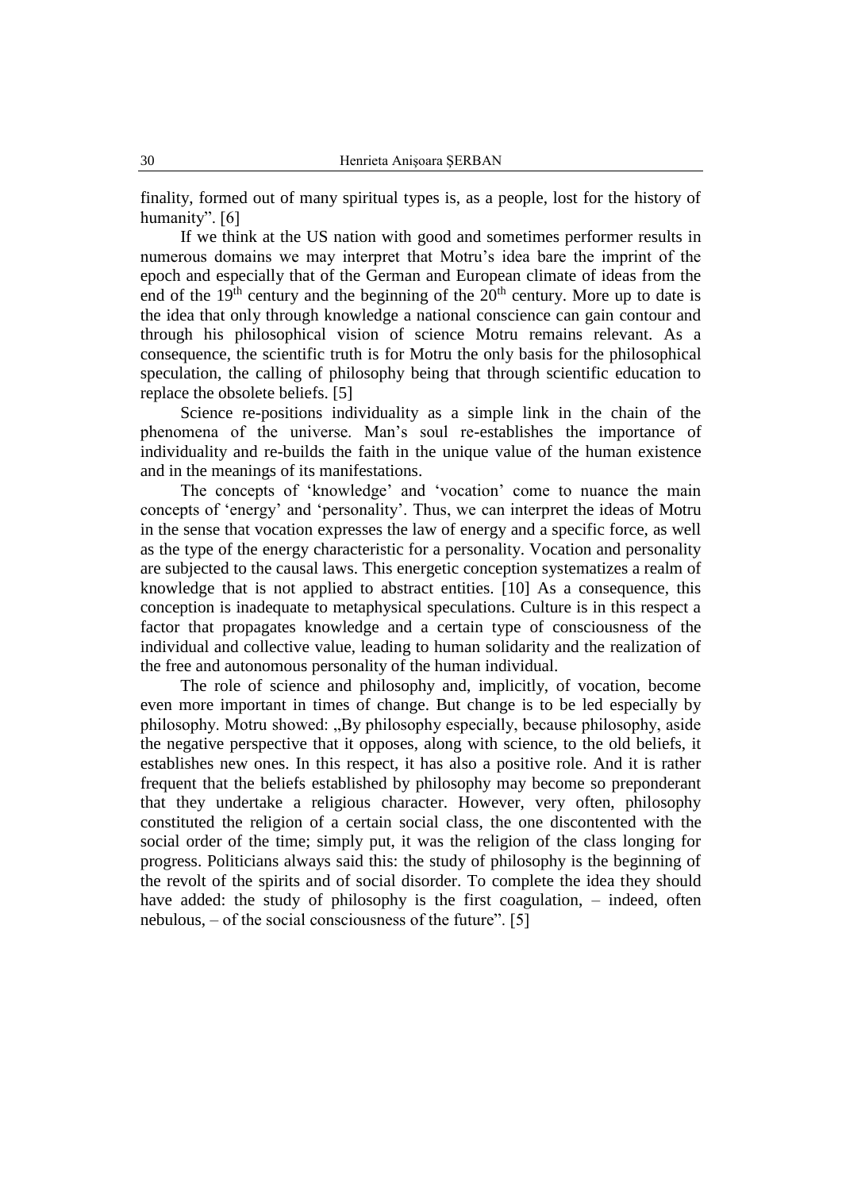finality, formed out of many spiritual types is, as a people, lost for the history of humanity". [6]

If we think at the US nation with good and sometimes performer results in numerous domains we may interpret that Motru's idea bare the imprint of the epoch and especially that of the German and European climate of ideas from the end of the $19^{th}$ century and the beginning of the $20^{th}$ century. More up to date is the idea that only through knowledge a national conscience can gain contour and through his philosophical vision of science Motru remains relevant. As a consequence, the scientific truth is for Motru the only basis for the philosophical speculation, the calling of philosophy being that through scientific education to replace the obsolete beliefs. [5]

Science re-positions individuality as a simple link in the chain of the phenomena of the universe. Man's soul re-establishes the importance of individuality and re-builds the faith in the unique value of the human existence and in the meanings of its manifestations.

The concepts of 'knowledge' and 'vocation' come to nuance the main concepts of 'energy' and 'personality'. Thus, we can interpret the ideas of Motru in the sense that vocation expresses the law of energy and a specific force, as well as the type of the energy characteristic for a personality. Vocation and personality are subjected to the causal laws. This energetic conception systematizes a realm of knowledge that is not applied to abstract entities. [10] As a consequence, this conception is inadequate to metaphysical speculations. Culture is in this respect a factor that propagates knowledge and a certain type of consciousness of the individual and collective value, leading to human solidarity and the realization of the free and autonomous personality of the human individual.

The role of science and philosophy and, implicitly, of vocation, become even more important in times of change. But change is to be led especially by philosophy. Motru showed: „By philosophy especially, because philosophy, aside the negative perspective that it opposes, along with science, to the old beliefs, it establishes new ones. In this respect, it has also a positive role. And it is rather frequent that the beliefs established by philosophy may become so preponderant that they undertake a religious character. However, very often, philosophy constituted the religion of a certain social class, the one discontented with the social order of the time; simply put, it was the religion of the class longing for progress. Politicians always said this: the study of philosophy is the beginning of the revolt of the spirits and of social disorder. To complete the idea they should have added: the study of philosophy is the first coagulation, – indeed, often nebulous, – of the social consciousness of the future". [5]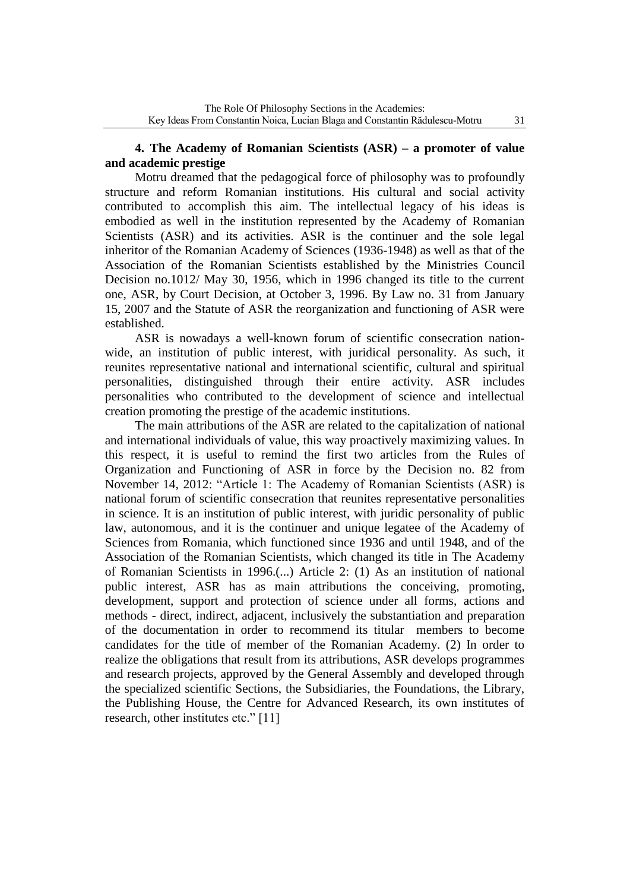## 4. The Academy of Romanian Scientists (ASR) – a promoter of value and academic prestige

Motru dreamed that the pedagogical force of philosophy was to profoundly structure and reform Romanian institutions. His cultural and social activity contributed to accomplish this aim. The intellectual legacy of his ideas is embodied as well in the institution represented by the Academy of Romanian Scientists (ASR) and its activities. ASR is the continuer and the sole legal inheritor of the Romanian Academy of Sciences (1936-1948) as well as that of the Association of the Romanian Scientists established by the Ministries Council Decision no.1012/ May 30, 1956, which in 1996 changed its title to the current one, ASR, by Court Decision, at October 3, 1996. By Law no. 31 from January 15, 2007 and the Statute of ASR the reorganization and functioning of ASR were established.

ASR is nowadays a well-known forum of scientific consecration nation-wide, an institution of public interest, with juridical personality. As such, it reunites representative national and international scientific, cultural and spiritual personalities, distinguished through their entire activity. ASR includes personalities who contributed to the development of science and intellectual creation promoting the prestige of the academic institutions.

The main attributions of the ASR are related to the capitalization of national and international individuals of value, this way proactively maximizing values. In this respect, it is useful to remind the first two articles from the Rules of Organization and Functioning of ASR in force by the Decision no. 82 from November 14, 2012: "Article 1: The Academy of Romanian Scientists (ASR) is national forum of scientific consecration that reunites representative personalities in science. It is an institution of public interest, with juridic personality of public law, autonomous, and it is the continuer and unique legatee of the Academy of Sciences from Romania, which functioned since 1936 and until 1948, and of the Association of the Romanian Scientists, which changed its title in The Academy of Romanian Scientists in 1996.(...) Article 2: (1) As an institution of national public interest, ASR has as main attributions the conceiving, promoting, development, support and protection of science under all forms, actions and methods - direct, indirect, adjacent, inclusively the substantiation and preparation of the documentation in order to recommend its titular members to become candidates for the title of member of the Romanian Academy. (2) In order to realize the obligations that result from its attributions, ASR develops programmes and research projects, approved by the General Assembly and developed through the specialized scientific Sections, the Subsidiaries, the Foundations, the Library, the Publishing House, the Centre for Advanced Research, its own institutes of research, other institutes etc." [11]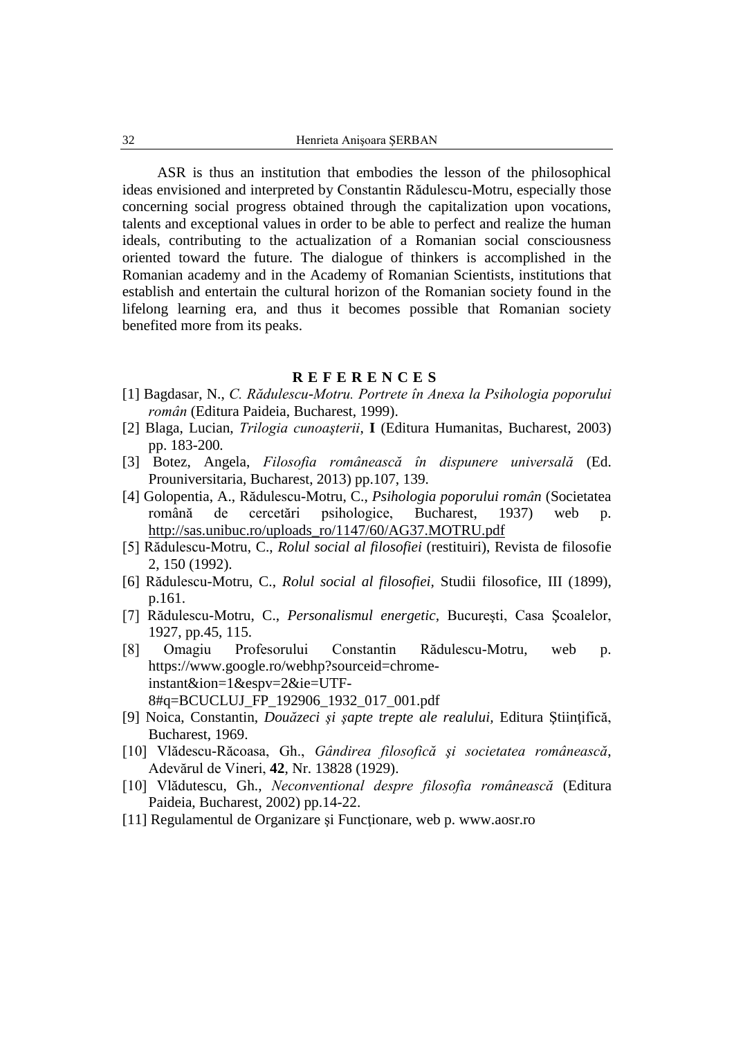ASR is thus an institution that embodies the lesson of the philosophical ideas envisioned and interpreted by Constantin Rădulescu-Motru, especially those concerning social progress obtained through the capitalization upon vocations, talents and exceptional values in order to be able to perfect and realize the human ideals, contributing to the actualization of a Romanian social consciousness oriented toward the future. The dialogue of thinkers is accomplished in the Romanian academy and in the Academy of Romanian Scientists, institutions that establish and entertain the cultural horizon of the Romanian society found in the lifelong learning era, and thus it becomes possible that Romanian society benefited more from its peaks.

## R E F E R E N C E S

[1] Bagdasar, N., *C. Rădulescu-Motru. Portrete în Anexa la Psihologia poporului român* (Editura Paideia, Bucharest, 1999).

[2] Blaga, Lucian, *Trilogia cunoaşterii*, **I** (Editura Humanitas, Bucharest, 2003) pp. 183-200.

[3] Botez, Angela, *Filosofia românească în dispunere universală* (Ed. Prouniversitaria, Bucharest, 2013) pp.107, 139.

[4] Golopentia, A., Rădulescu-Motru, C., *Psihologia poporului român* (Societatea română de cercetări psihologice, Bucharest, 1937) web p. http://sas.unibuc.ro/uploads_ro/1147/60/AG37.MOTRU.pdf

[5] Rădulescu-Motru, C., *Rolul social al filosofiei* (restituiri), Revista de filosofie 2, 150 (1992).

[6] Rădulescu-Motru, C., *Rolul social al filosofiei*, Studii filosofice, III (1899), p.161.

[7] Rădulescu-Motru, C., *Personalismul energetic*, Bucureşti, Casa Şcoalelor, 1927, pp.45, 115.

[8] Omagiu Profesorului Constantin Rădulescu-Motru, web p. https://www.google.ro/webhp?sourceid=chrome-instant&ion=1&espv=2&ie=UTF-8#q=BCUCLUJ_FP_192906_1932_017_001.pdf

[9] Noica, Constantin, *Douăzeci şi şapte trepte ale realului*, Editura Ştiinţifică, Bucharest, 1969.

[10] Vlădescu-Răcoasa, Gh., *Gândirea filosofică şi societatea românească*, Adevărul de Vineri, **42**, Nr. 13828 (1929).

[10] Vlădutescu, Gh., *Neconventional despre filosofia românească* (Editura Paideia, Bucharest, 2002) pp.14-22.

[11] Regulamentul de Organizare şi Funcţionare, web p. www.aosr.ro